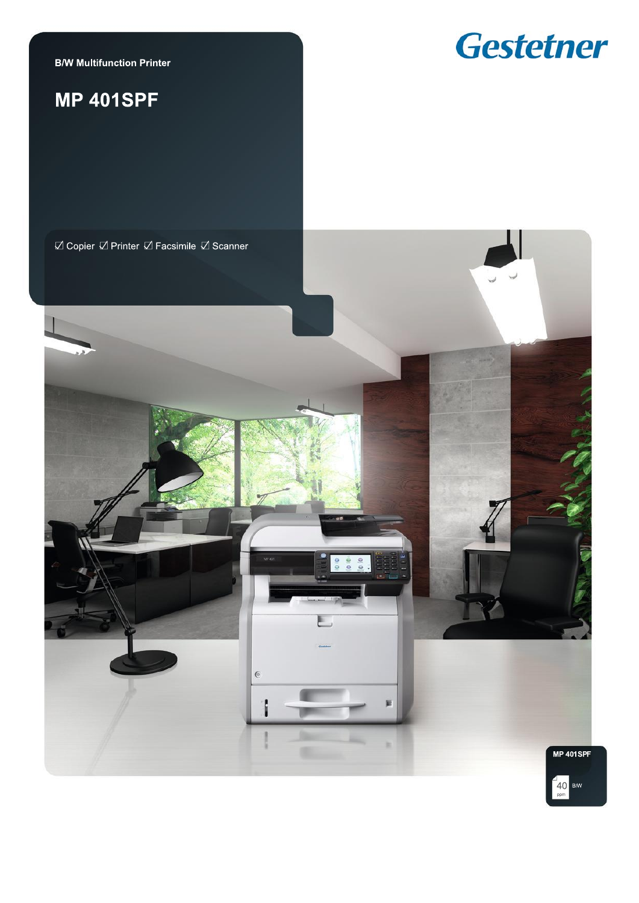Gestetner

B/W Multifunction Printer

# MP 401SPF

☑ Copier ☑ Printer ☑ Facsimile ☑ Scanner

MP 401SPF

40 ppm B/W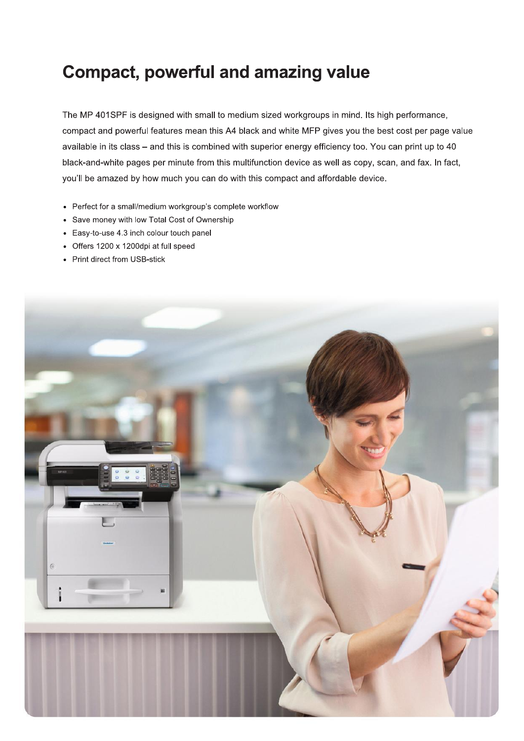# Compact, powerful and amazing value

The MP 401SPF is designed with small to medium sized workgroups in mind. Its high performance, compact and powerful features mean this A4 black and white MFP gives you the best cost per page value available in its class – and this is combined with superior energy efficiency too. You can print up to 40 black-and-white pages per minute from this multifunction device as well as copy, scan, and fax. In fact, you'll be amazed by how much you can do with this compact and affordable device.

- Perfect for a small/medium workgroup's complete workflow
- Save money with low Total Cost of Ownership
- Easy-to-use 4.3 inch colour touch panel
- Offers 1200 x 1200dpi at full speed
- Print direct from USB-stick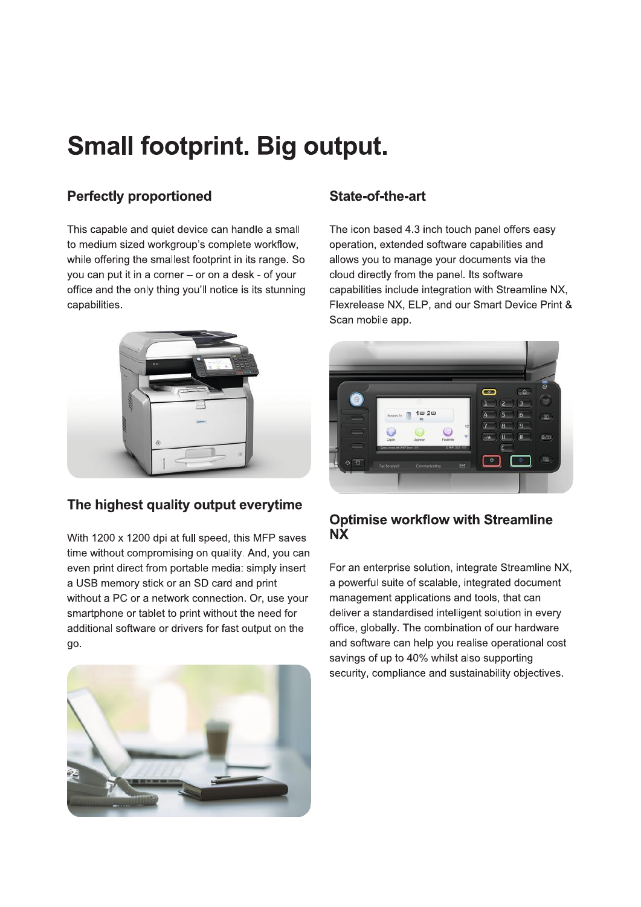# Small footprint. Big output.

## Perfectly proportioned

This capable and quiet device can handle a small to medium sized workgroup's complete workflow, while offering the smallest footprint in its range. So you can put it in a corner – or on a desk - of your office and the only thing you'll notice is its stunning capabilities.

## The highest quality output everytime

With 1200 x 1200 dpi at full speed, this MFP saves time without compromising on quality. And, you can even print direct from portable media: simply insert a USB memory stick or an SD card and print without a PC or a network connection. Or, use your smartphone or tablet to print without the need for additional software or drivers for fast output on the go.

## State-of-the-art

The icon based 4.3 inch touch panel offers easy operation, extended software capabilities and allows you to manage your documents via the cloud directly from the panel. Its software capabilities include integration with Streamline NX, Flexrelease NX, ELP, and our Smart Device Print & Scan mobile app.

## Optimise workflow with Streamline NX

For an enterprise solution, integrate Streamline NX, a powerful suite of scalable, integrated document management applications and tools, that can deliver a standardised intelligent solution in every office, globally. The combination of our hardware and software can help you realise operational cost savings of up to 40% whilst also supporting security, compliance and sustainability objectives.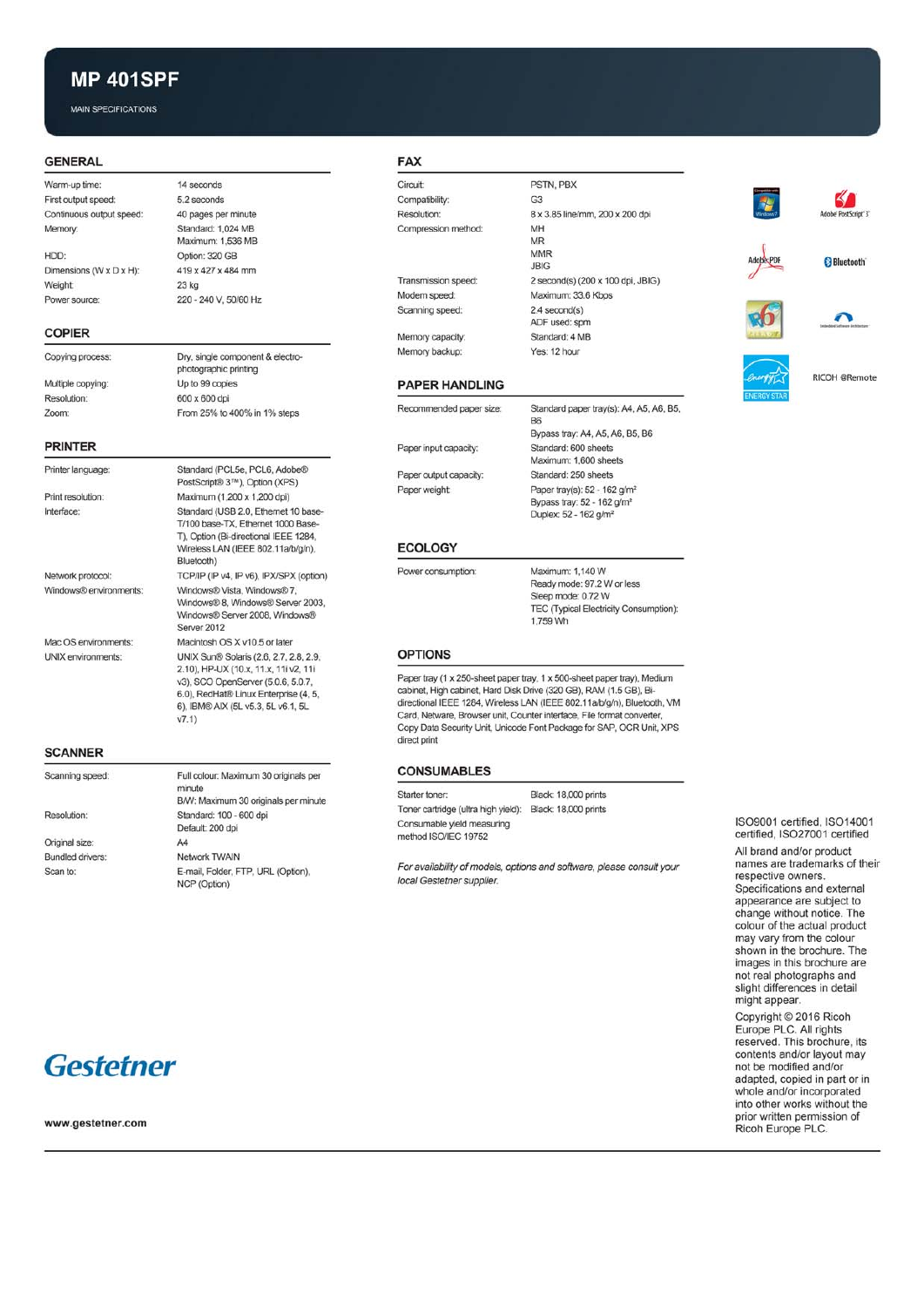# MP 401SPF

MAIN SPECIFICATIONS

## GENERAL

| | |
|---|---|
| Warm-up time: | 14 seconds |
| First output speed: | 5.2 seconds |
| Continuous output speed: | 40 pages per minute |
| Memory: | Standard: 1,024 MB<br>Maximum: 1,536 MB |
| HDD: | Option: 320 GB |
| Dimensions (W x D x H): | 419 x 427 x 484 mm |
| Weight: | 23 kg |
| Power source: | 220 - 240 V, 50/60 Hz |

## COPIER

| | |
|---|---|
| Copying process: | Dry, single component & electro-photographic printing |
| Multiple copying: | Up to 99 copies |
| Resolution: | 600 x 600 dpi |
| Zoom: | From 25% to 400% in 1% steps |

## PRINTER

| | |
|---|---|
| Printer language: | Standard (PCL5e, PCL6, Adobe® PostScript® 3™), Option (XPS) |
| Print resolution: | Maximum (1,200 x 1,200 dpi) |
| Interface: | Standard (USB 2.0, Ethernet 10 base-T/100 base-TX, Ethernet 1000 Base-T), Option (Bi-directional IEEE 1284, Wireless LAN (IEEE 802.11a/b/g/n), Bluetooth) |
| Network protocol: | TCP/IP (IP v4, IP v6), IPX/SPX (option) |
| Windows® environments: | Windows® Vista, Windows® 7, Windows® 8, Windows® Server 2003, Windows® Server 2008, Windows® Server 2012 |
| Mac OS environments: | Macintosh OS X v10.5 or later |
| UNIX environments: | UNIX Sun® Solaris (2.6, 2.7, 2.8, 2.9, 2.10), HP-UX (10.x, 11.x, 11i v2, 11i v3), SCO OpenServer (5.0.6, 5.0.7, 6.0), RedHat® Linux Enterprise (4, 5, 6), IBM® AIX (5L v5.3, 5L v6.1, 5L v7.1) |

## SCANNER

| | |
|---|---|
| Scanning speed: | Full colour: Maximum 30 originals per minute<br>B/W: Maximum 30 originals per minute |
| Resolution: | Standard: 100 - 600 dpi<br>Default: 200 dpi |
| Original size: | A4 |
| Bundled drivers: | Network TWAIN |
| Scan to: | E-mail, Folder, FTP, URL (Option), NCP (Option) |

## FAX

| | |
|---|---|
| Circuit: | PSTN, PBX |
| Compatibility: | G3 |
| Resolution: | 8 x 3.85 line/mm, 200 x 200 dpi |
| Compression method: | MH<br>MR<br>MMR<br>JBIG |
| Transmission speed: | 2 second(s) (200 x 100 dpi, JBIG) |
| Modem speed: | Maximum: 33.6 Kbps |
| Scanning speed: | 2.4 second(s)<br>ADF used: spm |
| Memory capacity: | Standard: 4 MB |
| Memory backup: | Yes: 12 hour |

## PAPER HANDLING

| | |
|---|---|
| Recommended paper size: | Standard paper tray(s): A4, A5, A6, B5, B6<br>Bypass tray: A4, A5, A6, B5, B6 |
| Paper input capacity: | Standard: 600 sheets<br>Maximum: 1,600 sheets |
| Paper output capacity: | Standard: 250 sheets |
| Paper weight: | Paper tray(s): 52 - 162 g/m²<br>Bypass tray: 52 - 162 g/m²<br>Duplex: 52 - 162 g/m² |

## ECOLOGY

| | |
|---|---|
| Power consumption: | Maximum: 1,140 W<br>Ready mode: 97.2 W or less<br>Sleep mode: 0.72 W<br>TEC (Typical Electricity Consumption): 1.759 Wh |

## OPTIONS

Paper tray (1 x 250-sheet paper tray, 1 x 500-sheet paper tray), Medium cabinet, High cabinet, Hard Disk Drive (320 GB), RAM (1.5 GB), Bi-directional IEEE 1284, Wireless LAN (IEEE 802.11a/b/g/n), Bluetooth, VM Card, Netware, Browser unit, Counter interface, File format converter, Copy Data Security Unit, Unicode Font Package for SAP, OCR Unit, XPS direct print

## CONSUMABLES

| | |
|---|---|
| Starter toner: | Black: 18,000 prints |
| Toner cartridge (ultra high yield): | Black: 18,000 prints |
| Consumable yield measuring method ISO/IEC 19752 | |

*For availability of models, options and software, please consult your local Gestetner supplier.*

RICOH @Remote

ISO9001 certified, ISO14001 certified, ISO27001 certified

All brand and/or product names are trademarks of their respective owners. Specifications and external appearance are subject to change without notice. The colour of the actual product may vary from the colour shown in the brochure. The images in this brochure are not real photographs and slight differences in detail might appear.

Copyright © 2016 Ricoh Europe PLC. All rights reserved. This brochure, its contents and/or layout may not be modified and/or adapted, copied in part or in whole and/or incorporated into other works without the prior written permission of Ricoh Europe PLC.

Gestetner

www.gestetner.com